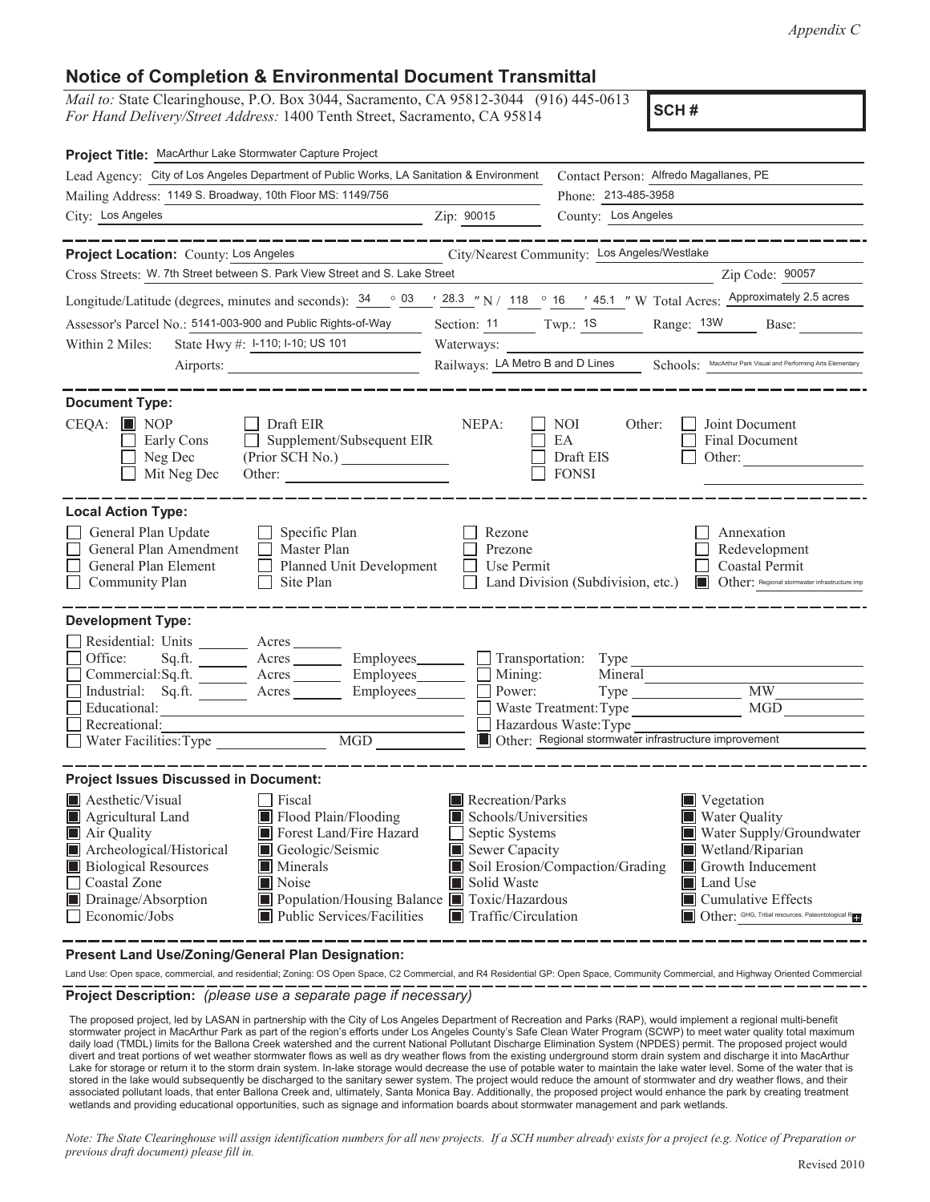*Appendix C*

# Notice of Completion & Environmental Document Transmittal

*Mail to:* State Clearinghouse, P.O. Box 3044, Sacramento, CA 95812-3044 (916) 445-0613
*For Hand Delivery/Street Address:* 1400 Tenth Street, Sacramento, CA 95814

**SCH #**

**Project Title:** MacArthur Lake Stormwater Capture Project

Lead Agency: City of Los Angeles Department of Public Works, LA Sanitation & Environment
Contact Person: Alfredo Magallanes, PE
Mailing Address: 1149 S. Broadway, 10th Floor MS: 1149/756
Phone: 213-485-3958
City: Los Angeles
Zip: 90015
County: Los Angeles

**Project Location:** County: Los Angeles
City/Nearest Community: Los Angeles/Westlake
Cross Streets: W. 7th Street between S. Park View Street and S. Lake Street
Zip Code: 90057
Longitude/Latitude (degrees, minutes and seconds): 34 ° 03 ′ 28.3 ″ N / 118 ° 16 ′ 45.1 ″ W Total Acres: Approximately 2.5 acres
Assessor's Parcel No.: 5141-003-900 and Public Rights-of-Way
Section: 11 Twp.: 1S Range: 13W Base:
Within 2 Miles: State Hwy #: I-110; I-10; US 101
Waterways:
Airports:
Railways: LA Metro B and D Lines
Schools: MacArthur Park Visual and Performing Arts Elementary

**Document Type:**

CEQA: ■ NOP ☐ Draft EIR ☐ Early Cons ☐ Supplement/Subsequent EIR ☐ Neg Dec (Prior SCH No.) ☐ Mit Neg Dec Other:

NEPA: ☐ NOI ☐ EA ☐ Draft EIS ☐ FONSI

Other: ☐ Joint Document ☐ Final Document ☐ Other:

**Local Action Type:**

☐ General Plan Update ☐ Specific Plan ☐ Rezone ☐ Annexation
☐ General Plan Amendment ☐ Master Plan ☐ Prezone ☐ Redevelopment
☐ General Plan Element ☐ Planned Unit Development ☐ Use Permit ☐ Coastal Permit
☐ Community Plan ☐ Site Plan ☐ Land Division (Subdivision, etc.) ■ Other: Regional stormwater infrastructure imp

**Development Type:**

☐ Residential: Units Acres
☐ Office: Sq.ft. Acres Employees
☐ Commercial:Sq.ft. Acres Employees
☐ Industrial: Sq.ft. Acres Employees
☐ Educational:
☐ Recreational:
☐ Water Facilities:Type MGD
☐ Transportation: Type
☐ Mining: Mineral
☐ Power: Type MW
☐ Waste Treatment:Type MGD
☐ Hazardous Waste:Type
■ Other: Regional stormwater infrastructure improvement

**Project Issues Discussed in Document:**

■ Aesthetic/Visual ☐ Fiscal ■ Recreation/Parks ■ Vegetation
■ Agricultural Land ■ Flood Plain/Flooding ■ Schools/Universities ■ Water Quality
■ Air Quality ■ Forest Land/Fire Hazard ☐ Septic Systems ■ Water Supply/Groundwater
■ Archeological/Historical ■ Geologic/Seismic ■ Sewer Capacity ■ Wetland/Riparian
■ Biological Resources ■ Minerals ■ Soil Erosion/Compaction/Grading ■ Growth Inducement
☐ Coastal Zone ■ Noise ■ Solid Waste ■ Land Use
■ Drainage/Absorption ■ Population/Housing Balance ■ Toxic/Hazardous ■ Cumulative Effects
☐ Economic/Jobs ■ Public Services/Facilities ■ Traffic/Circulation ■ Other: GHG, Tribal resources, Paleontological R

**Present Land Use/Zoning/General Plan Designation:**

Land Use: Open space, commercial, and residential; Zoning: OS Open Space, C2 Commercial, and R4 Residential GP: Open Space, Community Commercial, and Highway Oriented Commercial

**Project Description:** *(please use a separate page if necessary)*

The proposed project, led by LASAN in partnership with the City of Los Angeles Department of Recreation and Parks (RAP), would implement a regional multi-benefit stormwater project in MacArthur Park as part of the region's efforts under Los Angeles County's Safe Clean Water Program (SCWP) to meet water quality total maximum daily load (TMDL) limits for the Ballona Creek watershed and the current National Pollutant Discharge Elimination System (NPDES) permit. The proposed project would divert and treat portions of wet weather stormwater flows as well as dry weather flows from the existing underground storm drain system and discharge it into MacArthur Lake for storage or return it to the storm drain system. In-lake storage would decrease the use of potable water to maintain the lake water level. Some of the water that is stored in the lake would subsequently be discharged to the sanitary sewer system. The project would reduce the amount of stormwater and dry weather flows, and their associated pollutant loads, that enter Ballona Creek and, ultimately, Santa Monica Bay. Additionally, the proposed project would enhance the park by creating treatment wetlands and providing educational opportunities, such as signage and information boards about stormwater management and park wetlands.

*Note: The State Clearinghouse will assign identification numbers for all new projects. If a SCH number already exists for a project (e.g. Notice of Preparation or previous draft document) please fill in.*

Revised 2010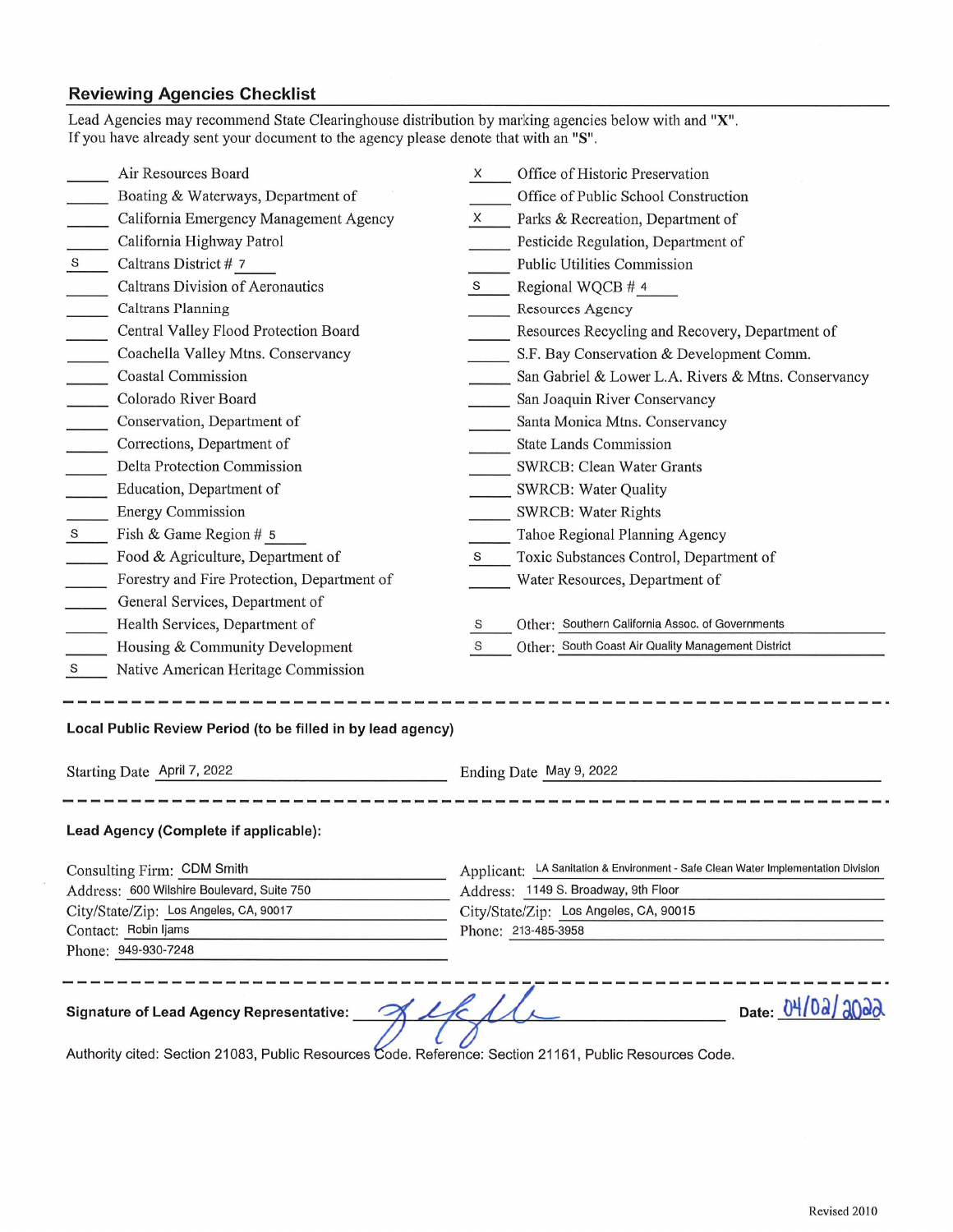## Reviewing Agencies Checklist

Lead Agencies may recommend State Clearinghouse distribution by marking agencies below with and "X".
If you have already sent your document to the agency please denote that with an "S".

| | | | |
|---|---|---|---|
| | Air Resources Board | X | Office of Historic Preservation |
| | Boating & Waterways, Department of | | Office of Public School Construction |
| | California Emergency Management Agency | X | Parks & Recreation, Department of |
| | California Highway Patrol | | Pesticide Regulation, Department of |
| S | Caltrans District # 7 | | Public Utilities Commission |
| | Caltrans Division of Aeronautics | S | Regional WQCB # 4 |
| | Caltrans Planning | | Resources Agency |
| | Central Valley Flood Protection Board | | Resources Recycling and Recovery, Department of |
| | Coachella Valley Mtns. Conservancy | | S.F. Bay Conservation & Development Comm. |
| | Coastal Commission | | San Gabriel & Lower L.A. Rivers & Mtns. Conservancy |
| | Colorado River Board | | San Joaquin River Conservancy |
| | Conservation, Department of | | Santa Monica Mtns. Conservancy |
| | Corrections, Department of | | State Lands Commission |
| | Delta Protection Commission | | SWRCB: Clean Water Grants |
| | Education, Department of | | SWRCB: Water Quality |
| | Energy Commission | | SWRCB: Water Rights |
| S | Fish & Game Region # 5 | | Tahoe Regional Planning Agency |
| | Food & Agriculture, Department of | S | Toxic Substances Control, Department of |
| | Forestry and Fire Protection, Department of | | Water Resources, Department of |
| | General Services, Department of | | |
| | Health Services, Department of | S | Other: Southern California Assoc. of Governments |
| | Housing & Community Development | S | Other: South Coast Air Quality Management District |
| S | Native American Heritage Commission | | |

---

**Local Public Review Period (to be filled in by lead agency)**

Starting Date April 7, 2022 Ending Date May 9, 2022

---

**Lead Agency (Complete if applicable):**

Consulting Firm: CDM Smith
Address: 600 Wilshire Boulevard, Suite 750
City/State/Zip: Los Angeles, CA, 90017
Contact: Robin Ijams
Phone: 949-930-7248

Applicant: LA Sanitation & Environment - Safe Clean Water Implementation Division
Address: 1149 S. Broadway, 9th Floor
City/State/Zip: Los Angeles, CA, 90015
Phone: 213-485-3958

---

**Signature of Lead Agency Representative:** [signature] **Date:** 04/02/2022

Authority cited: Section 21083, Public Resources Code. Reference: Section 21161, Public Resources Code.

Revised 2010